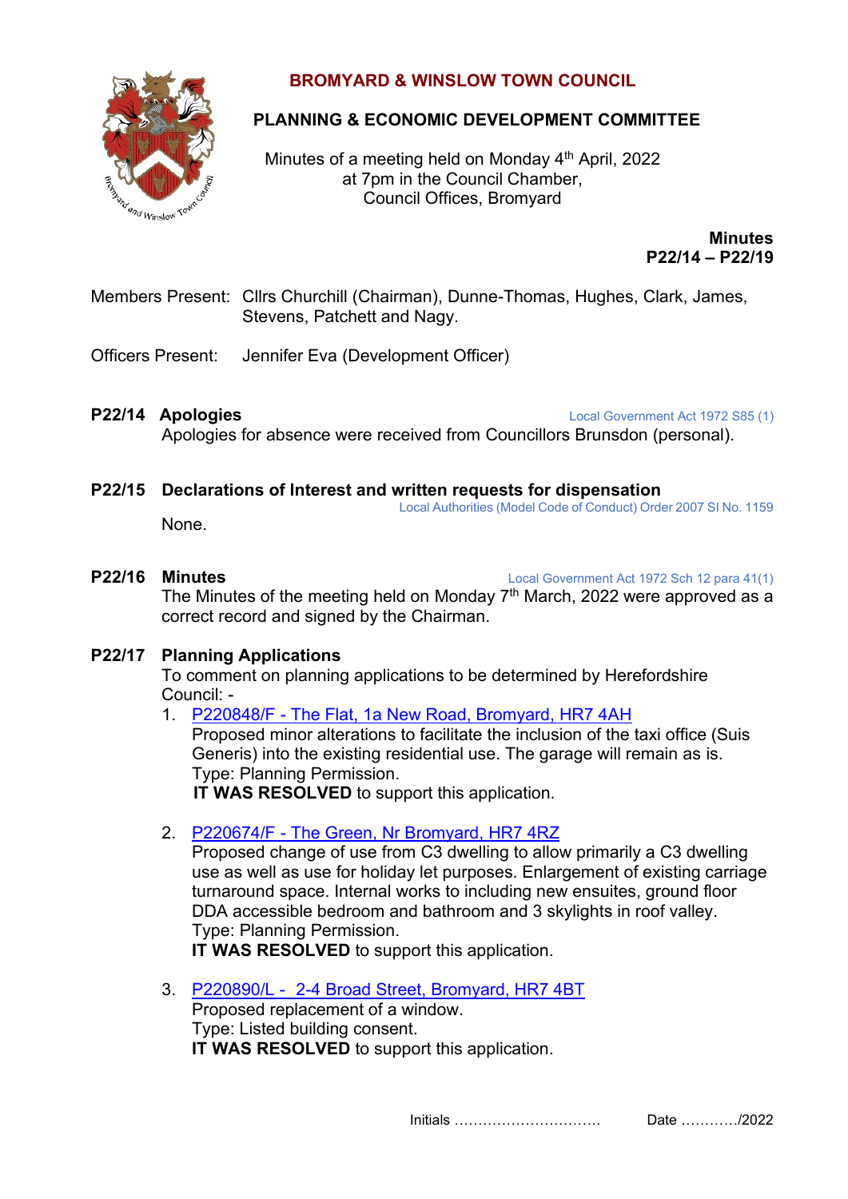# BROMYARD & WINSLOW TOWN COUNCIL

## PLANNING & ECONOMIC DEVELOPMENT COMMITTEE

Minutes of a meeting held on Monday 4th April, 2022
at 7pm in the Council Chamber,
Council Offices, Bromyard

**Minutes**
**P22/14 – P22/19**

Members Present: Cllrs Churchill (Chairman), Dunne-Thomas, Hughes, Clark, James, Stevens, Patchett and Nagy.

Officers Present: Jennifer Eva (Development Officer)

### P22/14 Apologies

Local Government Act 1972 S85 (1)

Apologies for absence were received from Councillors Brunsdon (personal).

### P22/15 Declarations of Interest and written requests for dispensation

Local Authorities (Model Code of Conduct) Order 2007 SI No. 1159

None.

### P22/16 Minutes

Local Government Act 1972 Sch 12 para 41(1)

The Minutes of the meeting held on Monday 7th March, 2022 were approved as a correct record and signed by the Chairman.

### P22/17 Planning Applications

To comment on planning applications to be determined by Herefordshire Council: -

1. P220848/F - The Flat, 1a New Road, Bromyard, HR7 4AH
   Proposed minor alterations to facilitate the inclusion of the taxi office (Suis Generis) into the existing residential use. The garage will remain as is.
   Type: Planning Permission.
   **IT WAS RESOLVED** to support this application.

2. P220674/F - The Green, Nr Bromyard, HR7 4RZ
   Proposed change of use from C3 dwelling to allow primarily a C3 dwelling use as well as use for holiday let purposes. Enlargement of existing carriage turnaround space. Internal works to including new ensuites, ground floor DDA accessible bedroom and bathroom and 3 skylights in roof valley.
   Type: Planning Permission.
   **IT WAS RESOLVED** to support this application.

3. P220890/L - 2-4 Broad Street, Bromyard, HR7 4BT
   Proposed replacement of a window.
   Type: Listed building consent.
   **IT WAS RESOLVED** to support this application.

Initials ………………………… Date …………/2022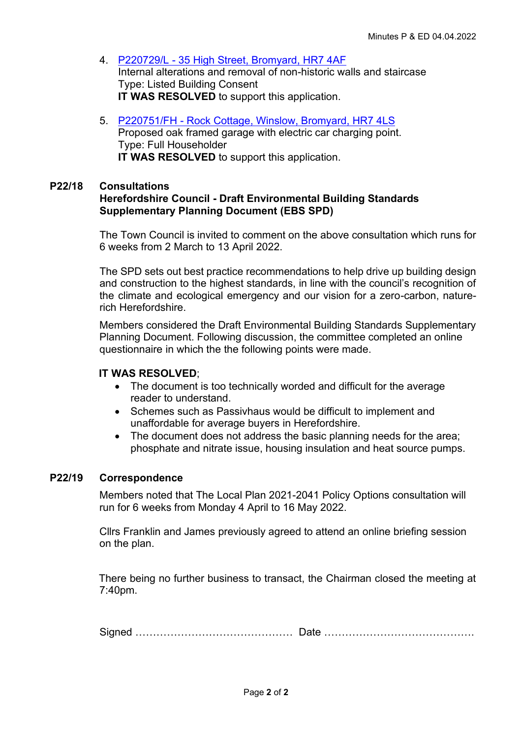4. [P220729/L - 35 High Street, Bromyard, HR7 4AF]
   Internal alterations and removal of non-historic walls and staircase
   Type: Listed Building Consent
   **IT WAS RESOLVED** to support this application.

5. [P220751/FH - Rock Cottage, Winslow, Bromyard, HR7 4LS]
   Proposed oak framed garage with electric car charging point.
   Type: Full Householder
   **IT WAS RESOLVED** to support this application.

**P22/18 Consultations**
**Herefordshire Council - Draft Environmental Building Standards Supplementary Planning Document (EBS SPD)**

The Town Council is invited to comment on the above consultation which runs for 6 weeks from 2 March to 13 April 2022.

The SPD sets out best practice recommendations to help drive up building design and construction to the highest standards, in line with the council's recognition of the climate and ecological emergency and our vision for a zero-carbon, nature-rich Herefordshire.

Members considered the Draft Environmental Building Standards Supplementary Planning Document. Following discussion, the committee completed an online questionnaire in which the the following points were made.

**IT WAS RESOLVED**;

- The document is too technically worded and difficult for the average reader to understand.
- Schemes such as Passivhaus would be difficult to implement and unaffordable for average buyers in Herefordshire.
- The document does not address the basic planning needs for the area; phosphate and nitrate issue, housing insulation and heat source pumps.

**P22/19 Correspondence**

Members noted that The Local Plan 2021-2041 Policy Options consultation will run for 6 weeks from Monday 4 April to 16 May 2022.

Cllrs Franklin and James previously agreed to attend an online briefing session on the plan.

There being no further business to transact, the Chairman closed the meeting at 7:40pm.

Signed ……………………………………… Date ……………………………………